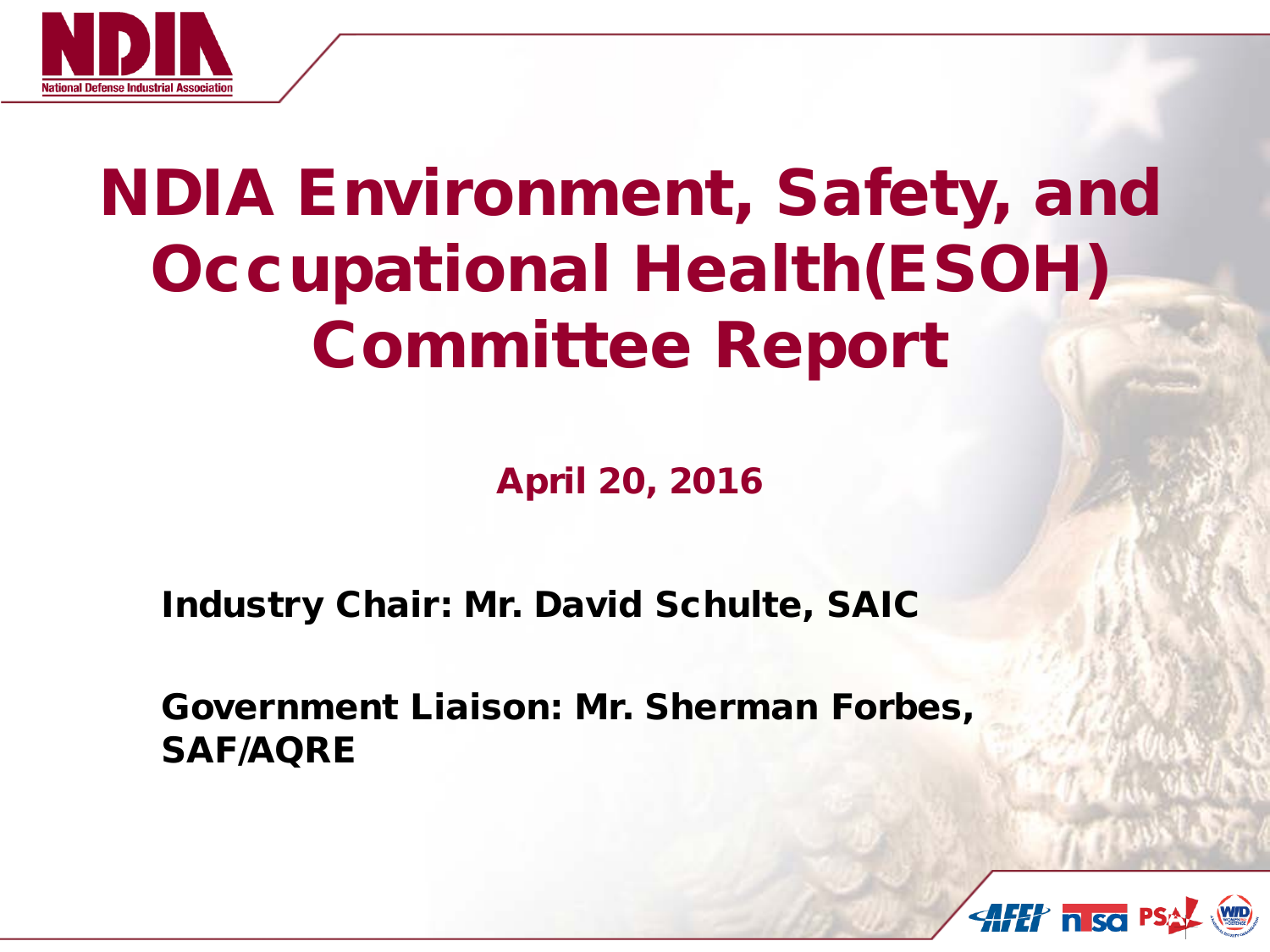# NDIA Environment, Safety, and Occupational Health(ESOH) Committee Report

**April 20, 2016**

**Industry Chair: Mr. David Schulte, SAIC**

**Government Liaison: Mr. Sherman Forbes, SAF/AQRE**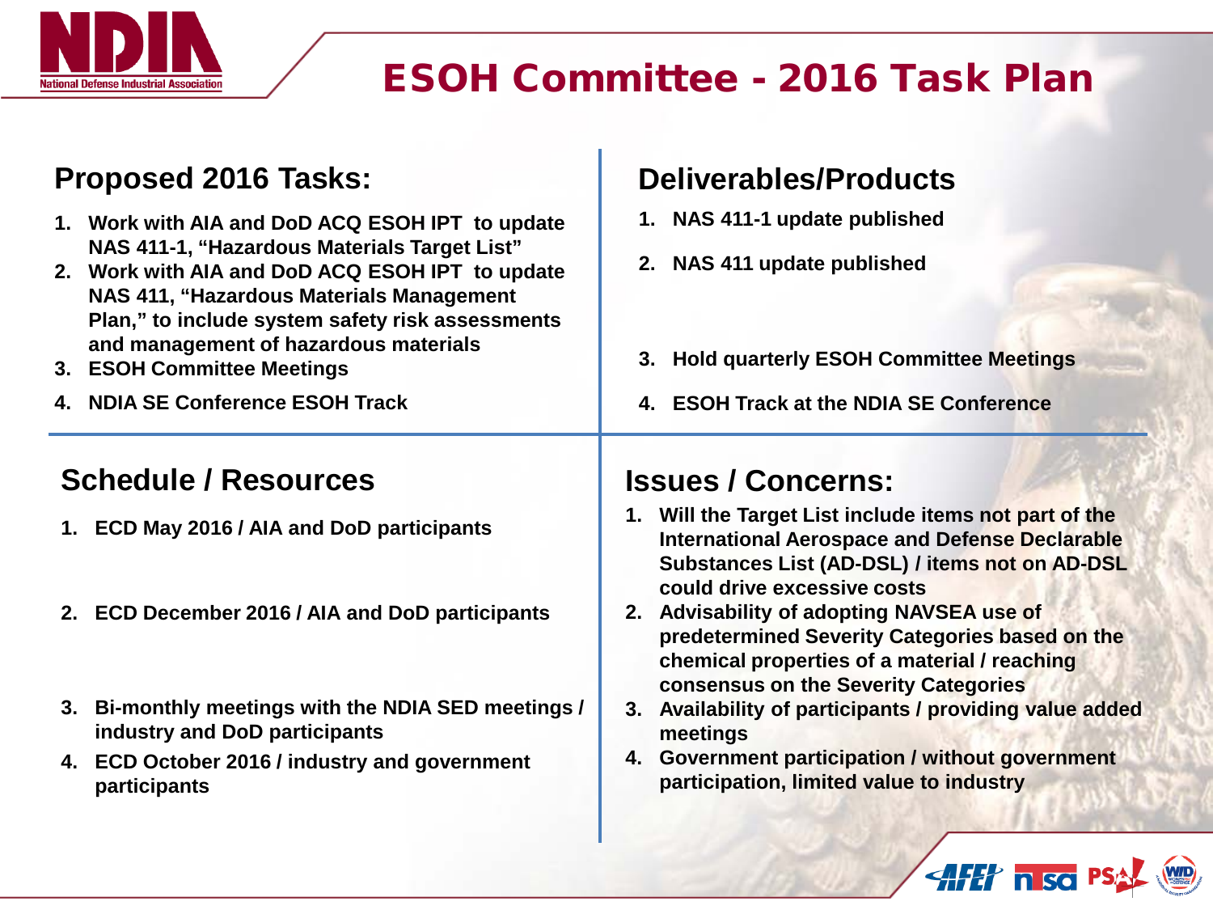# ESOH Committee - 2016 Task Plan

## Proposed 2016 Tasks:

1. Work with AIA and DoD ACQ ESOH IPT to update NAS 411-1, "Hazardous Materials Target List"
2. Work with AIA and DoD ACQ ESOH IPT to update NAS 411, "Hazardous Materials Management Plan," to include system safety risk assessments and management of hazardous materials
3. ESOH Committee Meetings
4. NDIA SE Conference ESOH Track

## Deliverables/Products

1. NAS 411-1 update published
2. NAS 411 update published
3. Hold quarterly ESOH Committee Meetings
4. ESOH Track at the NDIA SE Conference

## Schedule / Resources

1. ECD May 2016 / AIA and DoD participants
2. ECD December 2016 / AIA and DoD participants
3. Bi-monthly meetings with the NDIA SED meetings / industry and DoD participants
4. ECD October 2016 / industry and government participants

## Issues / Concerns:

1. Will the Target List include items not part of the International Aerospace and Defense Declarable Substances List (AD-DSL) / items not on AD-DSL could drive excessive costs
2. Advisability of adopting NAVSEA use of predetermined Severity Categories based on the chemical properties of a material / reaching consensus on the Severity Categories
3. Availability of participants / providing value added meetings
4. Government participation / without government participation, limited value to industry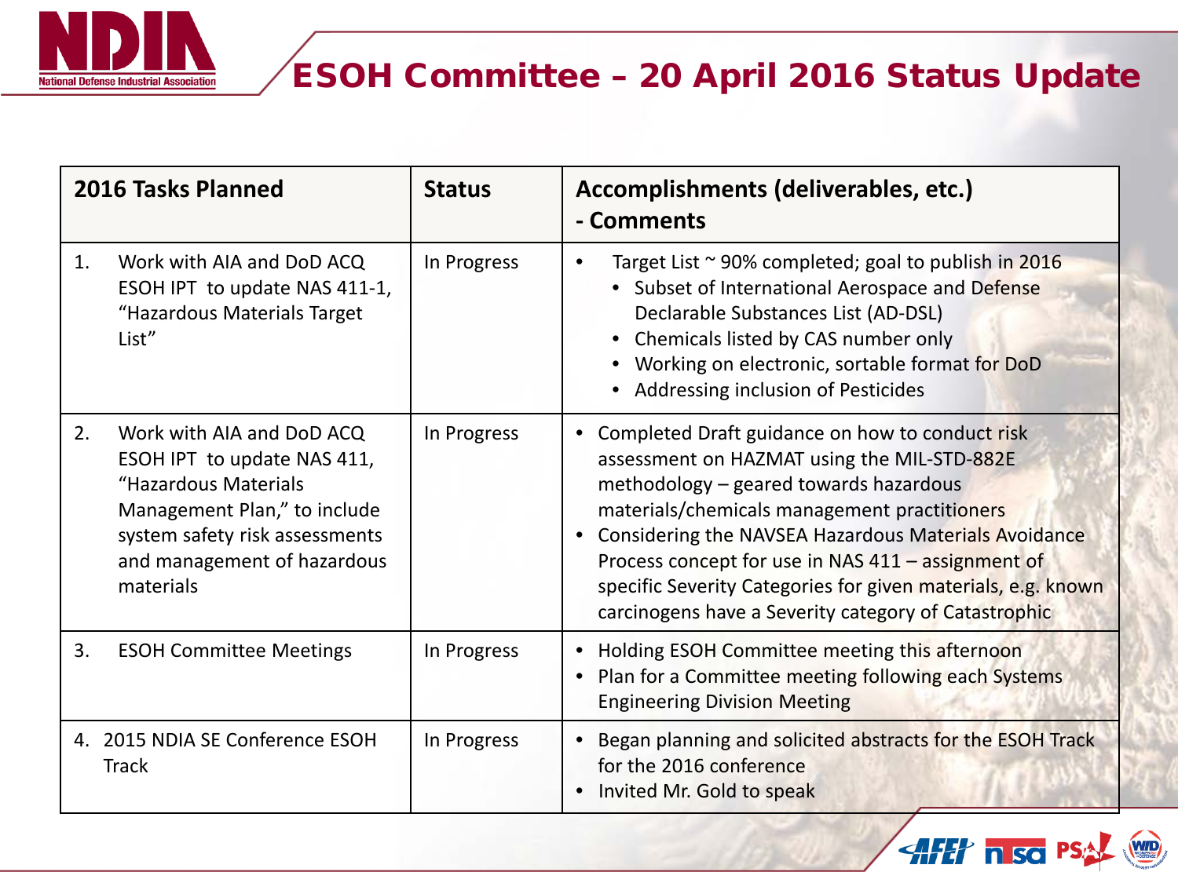# ESOH Committee – 20 April 2016 Status Update

| 2016 Tasks Planned | Status | Accomplishments (deliverables, etc.) - Comments |
|---|---|---|
| 1. Work with AIA and DoD ACQ ESOH IPT to update NAS 411-1, "Hazardous Materials Target List" | In Progress | • Target List ~ 90% completed; goal to publish in 2016<br>• Subset of International Aerospace and Defense Declarable Substances List (AD-DSL)<br>• Chemicals listed by CAS number only<br>• Working on electronic, sortable format for DoD<br>• Addressing inclusion of Pesticides |
| 2. Work with AIA and DoD ACQ ESOH IPT to update NAS 411, "Hazardous Materials Management Plan," to include system safety risk assessments and management of hazardous materials | In Progress | • Completed Draft guidance on how to conduct risk assessment on HAZMAT using the MIL-STD-882E methodology – geared towards hazardous materials/chemicals management practitioners<br>• Considering the NAVSEA Hazardous Materials Avoidance Process concept for use in NAS 411 – assignment of specific Severity Categories for given materials, e.g. known carcinogens have a Severity category of Catastrophic |
| 3. ESOH Committee Meetings | In Progress | • Holding ESOH Committee meeting this afternoon<br>• Plan for a Committee meeting following each Systems Engineering Division Meeting |
| 4. 2015 NDIA SE Conference ESOH Track | In Progress | • Began planning and solicited abstracts for the ESOH Track for the 2016 conference<br>• Invited Mr. Gold to speak |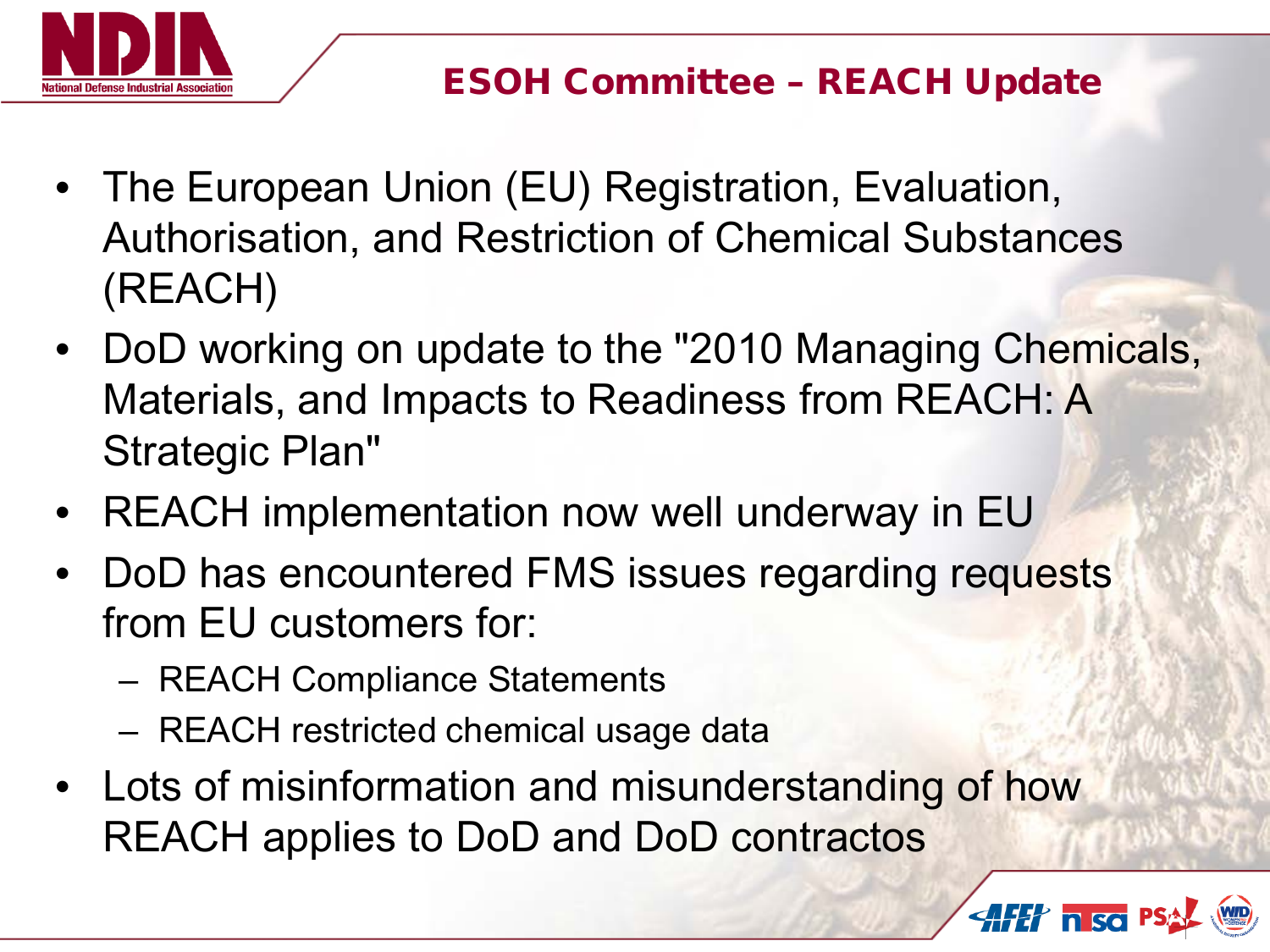## ESOH Committee – REACH Update

- The European Union (EU) Registration, Evaluation, Authorisation, and Restriction of Chemical Substances (REACH)
- DoD working on update to the "2010 Managing Chemicals, Materials, and Impacts to Readiness from REACH: A Strategic Plan"
- REACH implementation now well underway in EU
- DoD has encountered FMS issues regarding requests from EU customers for:
  - REACH Compliance Statements
  - REACH restricted chemical usage data
- Lots of misinformation and misunderstanding of how REACH applies to DoD and DoD contractos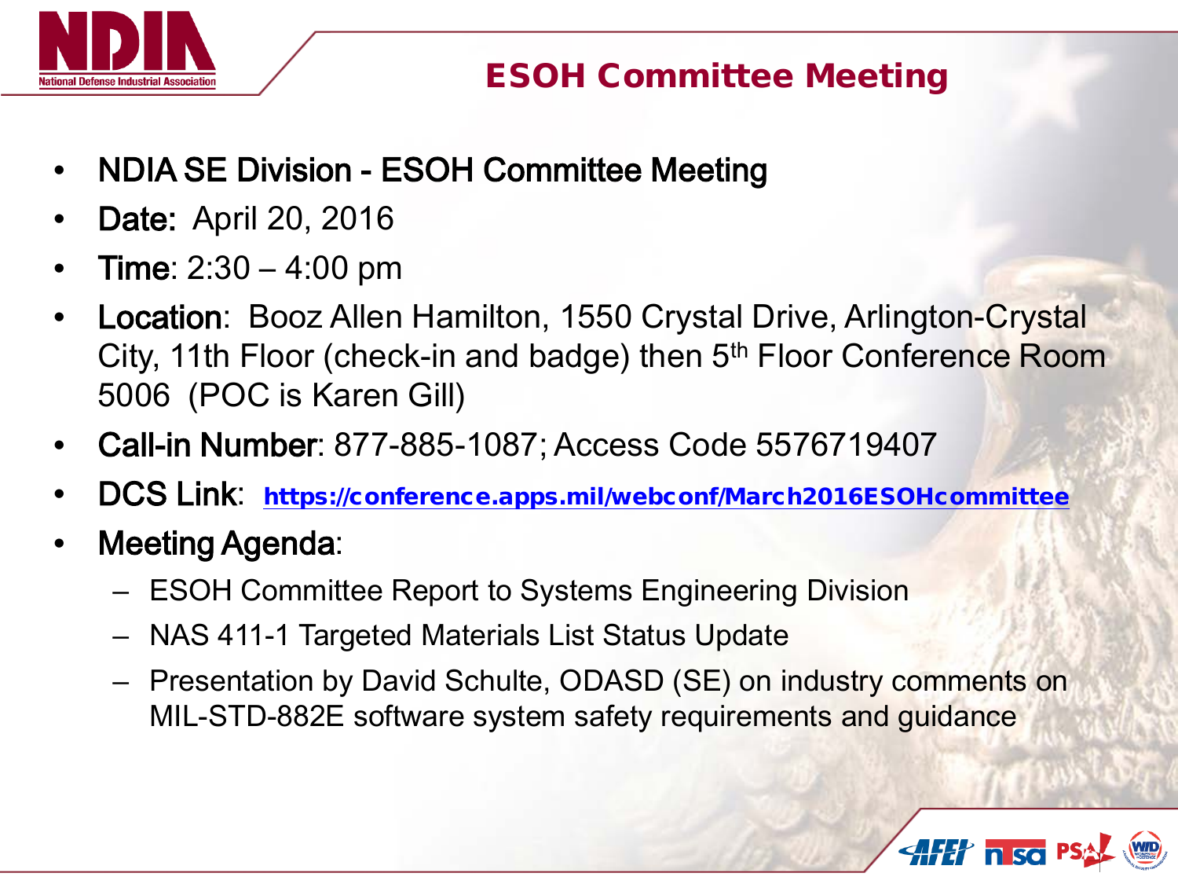# ESOH Committee Meeting

- **NDIA SE Division - ESOH Committee Meeting**
- **Date:** April 20, 2016
- **Time**: 2:30 – 4:00 pm
- **Location**: Booz Allen Hamilton, 1550 Crystal Drive, Arlington-Crystal City, 11th Floor (check-in and badge) then 5th Floor Conference Room 5006 (POC is Karen Gill)
- **Call-in Number**: 877-885-1087; Access Code 5576719407
- **DCS Link**: https://conference.apps.mil/webconf/March2016ESOHcommittee
- **Meeting Agenda**:
  - ESOH Committee Report to Systems Engineering Division
  - NAS 411-1 Targeted Materials List Status Update
  - Presentation by David Schulte, ODASD (SE) on industry comments on MIL-STD-882E software system safety requirements and guidance